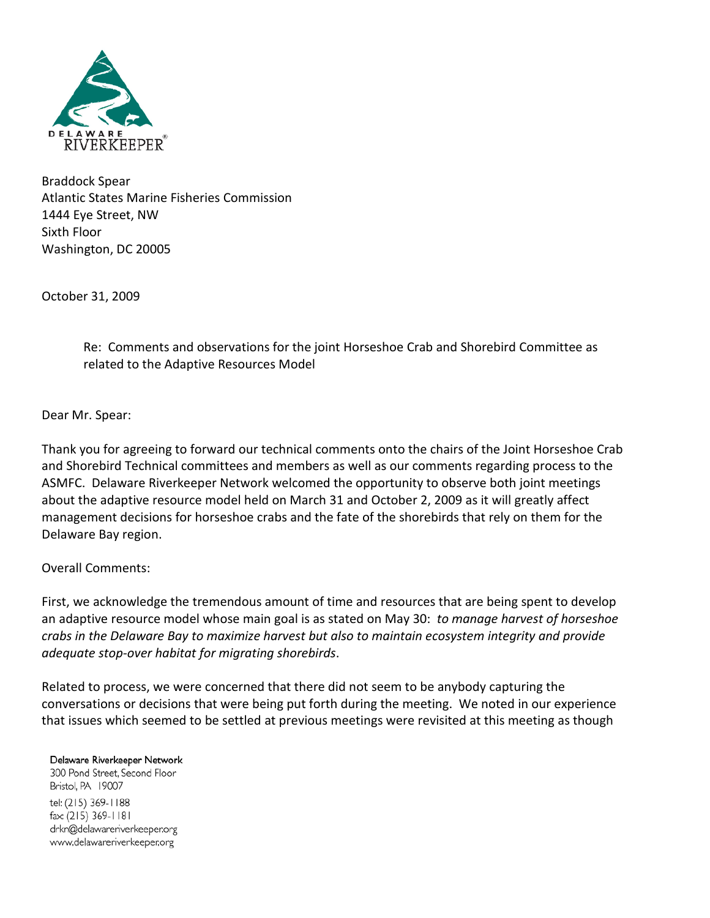DELAWARE RIVERKEEPER®

Braddock Spear
Atlantic States Marine Fisheries Commission
1444 Eye Street, NW
Sixth Floor
Washington, DC 20005

October 31, 2009

> Re: Comments and observations for the joint Horseshoe Crab and Shorebird Committee as related to the Adaptive Resources Model

Dear Mr. Spear:

Thank you for agreeing to forward our technical comments onto the chairs of the Joint Horseshoe Crab and Shorebird Technical committees and members as well as our comments regarding process to the ASMFC. Delaware Riverkeeper Network welcomed the opportunity to observe both joint meetings about the adaptive resource model held on March 31 and October 2, 2009 as it will greatly affect management decisions for horseshoe crabs and the fate of the shorebirds that rely on them for the Delaware Bay region.

Overall Comments:

First, we acknowledge the tremendous amount of time and resources that are being spent to develop an adaptive resource model whose main goal is as stated on May 30: *to manage harvest of horseshoe crabs in the Delaware Bay to maximize harvest but also to maintain ecosystem integrity and provide adequate stop-over habitat for migrating shorebirds*.

Related to process, we were concerned that there did not seem to be anybody capturing the conversations or decisions that were being put forth during the meeting. We noted in our experience that issues which seemed to be settled at previous meetings were revisited at this meeting as though

Delaware Riverkeeper Network
300 Pond Street, Second Floor
Bristol, PA 19007
tel: (215) 369-1188
fax: (215) 369-1181
drkn@delawareriverkeeper.org
www.delawareriverkeeper.org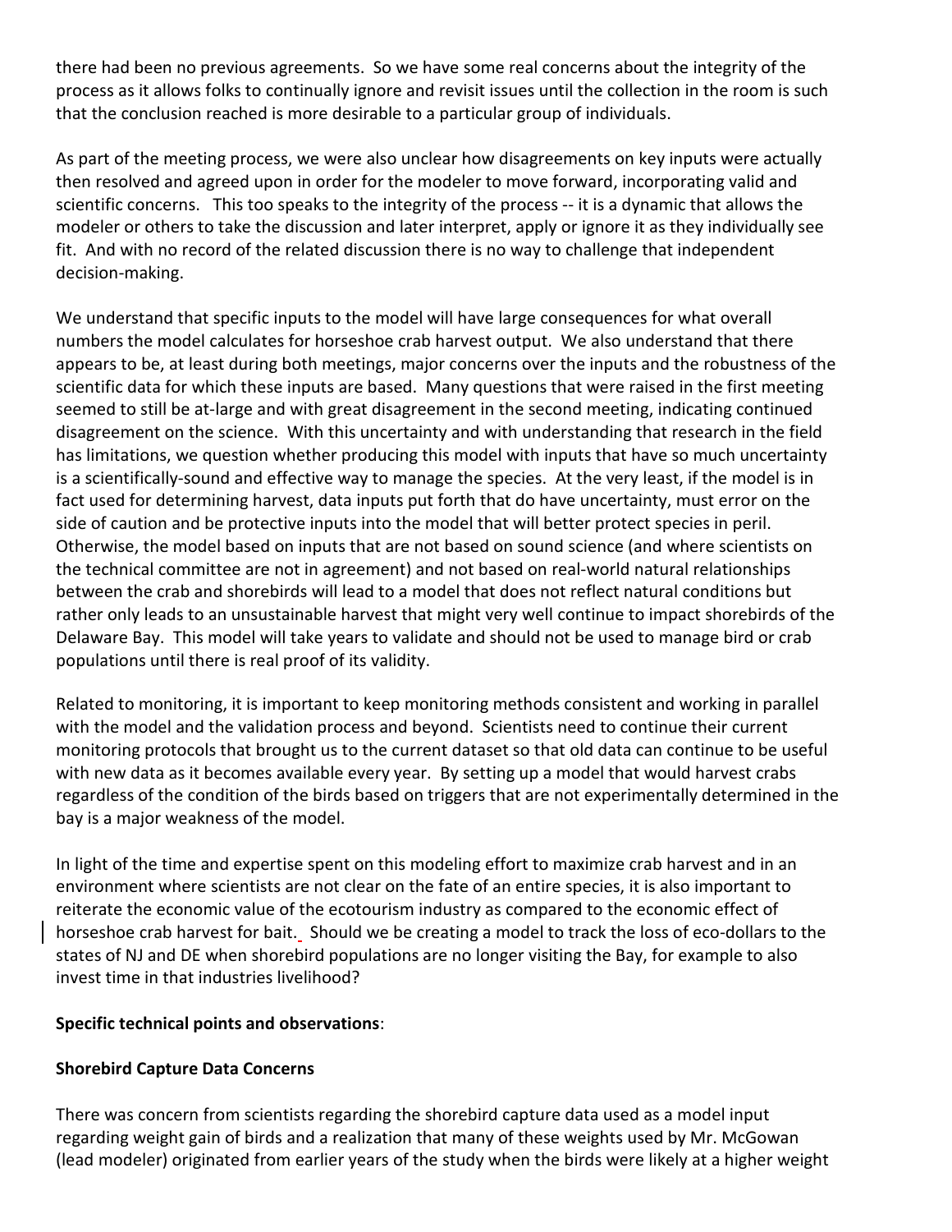there had been no previous agreements. So we have some real concerns about the integrity of the process as it allows folks to continually ignore and revisit issues until the collection in the room is such that the conclusion reached is more desirable to a particular group of individuals.

As part of the meeting process, we were also unclear how disagreements on key inputs were actually then resolved and agreed upon in order for the modeler to move forward, incorporating valid and scientific concerns. This too speaks to the integrity of the process -- it is a dynamic that allows the modeler or others to take the discussion and later interpret, apply or ignore it as they individually see fit. And with no record of the related discussion there is no way to challenge that independent decision-making.

We understand that specific inputs to the model will have large consequences for what overall numbers the model calculates for horseshoe crab harvest output. We also understand that there appears to be, at least during both meetings, major concerns over the inputs and the robustness of the scientific data for which these inputs are based. Many questions that were raised in the first meeting seemed to still be at-large and with great disagreement in the second meeting, indicating continued disagreement on the science. With this uncertainty and with understanding that research in the field has limitations, we question whether producing this model with inputs that have so much uncertainty is a scientifically-sound and effective way to manage the species. At the very least, if the model is in fact used for determining harvest, data inputs put forth that do have uncertainty, must error on the side of caution and be protective inputs into the model that will better protect species in peril. Otherwise, the model based on inputs that are not based on sound science (and where scientists on the technical committee are not in agreement) and not based on real-world natural relationships between the crab and shorebirds will lead to a model that does not reflect natural conditions but rather only leads to an unsustainable harvest that might very well continue to impact shorebirds of the Delaware Bay. This model will take years to validate and should not be used to manage bird or crab populations until there is real proof of its validity.

Related to monitoring, it is important to keep monitoring methods consistent and working in parallel with the model and the validation process and beyond. Scientists need to continue their current monitoring protocols that brought us to the current dataset so that old data can continue to be useful with new data as it becomes available every year. By setting up a model that would harvest crabs regardless of the condition of the birds based on triggers that are not experimentally determined in the bay is a major weakness of the model.

In light of the time and expertise spent on this modeling effort to maximize crab harvest and in an environment where scientists are not clear on the fate of an entire species, it is also important to reiterate the economic value of the ecotourism industry as compared to the economic effect of horseshoe crab harvest for bait. Should we be creating a model to track the loss of eco-dollars to the states of NJ and DE when shorebird populations are no longer visiting the Bay, for example to also invest time in that industries livelihood?

**Specific technical points and observations**:

**Shorebird Capture Data Concerns**

There was concern from scientists regarding the shorebird capture data used as a model input regarding weight gain of birds and a realization that many of these weights used by Mr. McGowan (lead modeler) originated from earlier years of the study when the birds were likely at a higher weight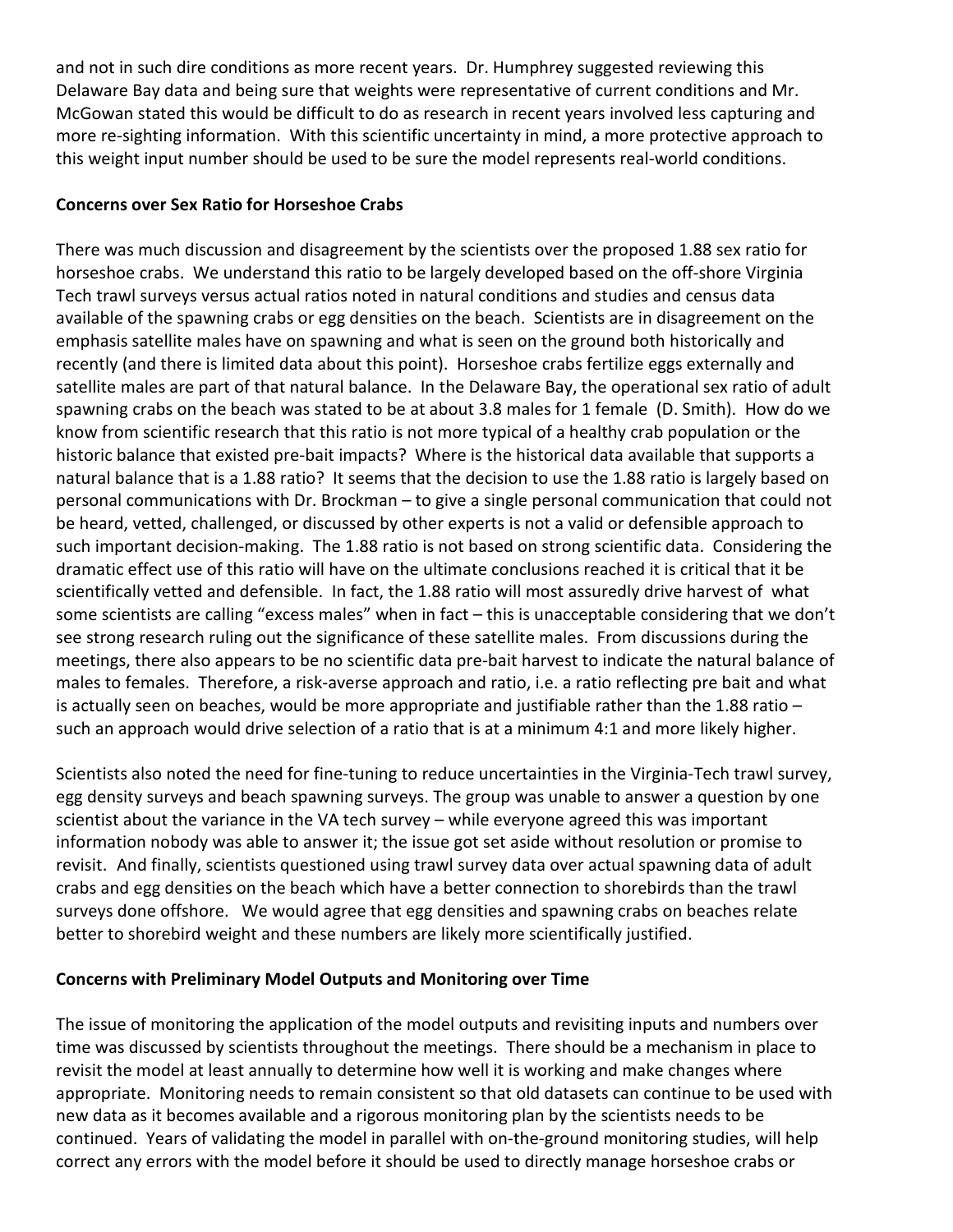and not in such dire conditions as more recent years. Dr. Humphrey suggested reviewing this Delaware Bay data and being sure that weights were representative of current conditions and Mr. McGowan stated this would be difficult to do as research in recent years involved less capturing and more re-sighting information. With this scientific uncertainty in mind, a more protective approach to this weight input number should be used to be sure the model represents real-world conditions.

**Concerns over Sex Ratio for Horseshoe Crabs**

There was much discussion and disagreement by the scientists over the proposed 1.88 sex ratio for horseshoe crabs. We understand this ratio to be largely developed based on the off-shore Virginia Tech trawl surveys versus actual ratios noted in natural conditions and studies and census data available of the spawning crabs or egg densities on the beach. Scientists are in disagreement on the emphasis satellite males have on spawning and what is seen on the ground both historically and recently (and there is limited data about this point). Horseshoe crabs fertilize eggs externally and satellite males are part of that natural balance. In the Delaware Bay, the operational sex ratio of adult spawning crabs on the beach was stated to be at about 3.8 males for 1 female (D. Smith). How do we know from scientific research that this ratio is not more typical of a healthy crab population or the historic balance that existed pre-bait impacts? Where is the historical data available that supports a natural balance that is a 1.88 ratio? It seems that the decision to use the 1.88 ratio is largely based on personal communications with Dr. Brockman – to give a single personal communication that could not be heard, vetted, challenged, or discussed by other experts is not a valid or defensible approach to such important decision-making. The 1.88 ratio is not based on strong scientific data. Considering the dramatic effect use of this ratio will have on the ultimate conclusions reached it is critical that it be scientifically vetted and defensible. In fact, the 1.88 ratio will most assuredly drive harvest of what some scientists are calling "excess males" when in fact – this is unacceptable considering that we don't see strong research ruling out the significance of these satellite males. From discussions during the meetings, there also appears to be no scientific data pre-bait harvest to indicate the natural balance of males to females. Therefore, a risk-averse approach and ratio, i.e. a ratio reflecting pre bait and what is actually seen on beaches, would be more appropriate and justifiable rather than the 1.88 ratio – such an approach would drive selection of a ratio that is at a minimum 4:1 and more likely higher.

Scientists also noted the need for fine-tuning to reduce uncertainties in the Virginia-Tech trawl survey, egg density surveys and beach spawning surveys. The group was unable to answer a question by one scientist about the variance in the VA tech survey – while everyone agreed this was important information nobody was able to answer it; the issue got set aside without resolution or promise to revisit. And finally, scientists questioned using trawl survey data over actual spawning data of adult crabs and egg densities on the beach which have a better connection to shorebirds than the trawl surveys done offshore. We would agree that egg densities and spawning crabs on beaches relate better to shorebird weight and these numbers are likely more scientifically justified.

**Concerns with Preliminary Model Outputs and Monitoring over Time**

The issue of monitoring the application of the model outputs and revisiting inputs and numbers over time was discussed by scientists throughout the meetings. There should be a mechanism in place to revisit the model at least annually to determine how well it is working and make changes where appropriate. Monitoring needs to remain consistent so that old datasets can continue to be used with new data as it becomes available and a rigorous monitoring plan by the scientists needs to be continued. Years of validating the model in parallel with on-the-ground monitoring studies, will help correct any errors with the model before it should be used to directly manage horseshoe crabs or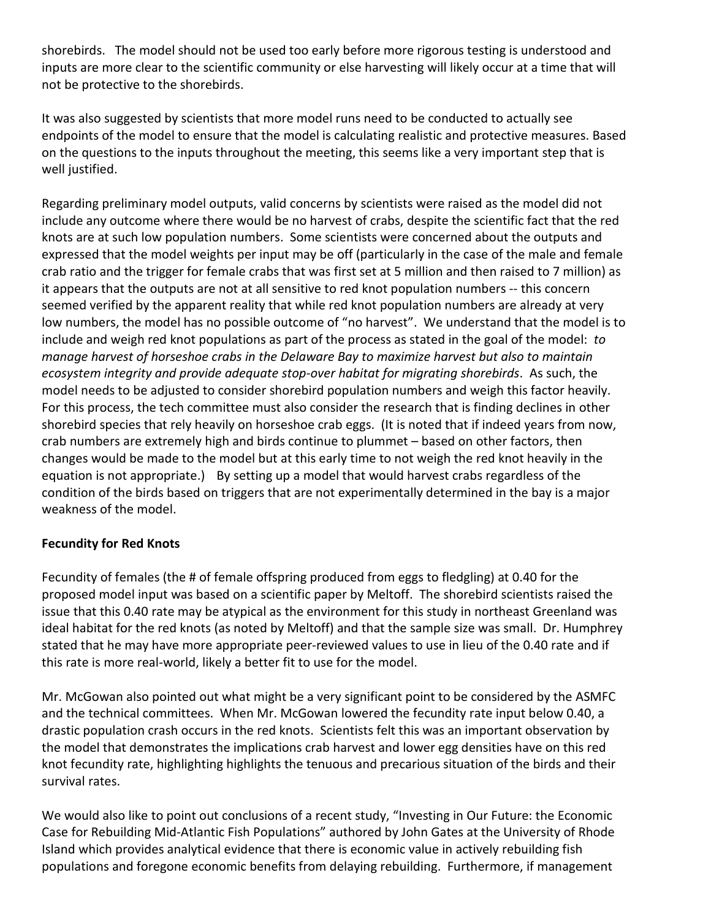shorebirds. The model should not be used too early before more rigorous testing is understood and inputs are more clear to the scientific community or else harvesting will likely occur at a time that will not be protective to the shorebirds.

It was also suggested by scientists that more model runs need to be conducted to actually see endpoints of the model to ensure that the model is calculating realistic and protective measures. Based on the questions to the inputs throughout the meeting, this seems like a very important step that is well justified.

Regarding preliminary model outputs, valid concerns by scientists were raised as the model did not include any outcome where there would be no harvest of crabs, despite the scientific fact that the red knots are at such low population numbers. Some scientists were concerned about the outputs and expressed that the model weights per input may be off (particularly in the case of the male and female crab ratio and the trigger for female crabs that was first set at 5 million and then raised to 7 million) as it appears that the outputs are not at all sensitive to red knot population numbers -- this concern seemed verified by the apparent reality that while red knot population numbers are already at very low numbers, the model has no possible outcome of "no harvest". We understand that the model is to include and weigh red knot populations as part of the process as stated in the goal of the model: *to manage harvest of horseshoe crabs in the Delaware Bay to maximize harvest but also to maintain ecosystem integrity and provide adequate stop-over habitat for migrating shorebirds*. As such, the model needs to be adjusted to consider shorebird population numbers and weigh this factor heavily. For this process, the tech committee must also consider the research that is finding declines in other shorebird species that rely heavily on horseshoe crab eggs. (It is noted that if indeed years from now, crab numbers are extremely high and birds continue to plummet – based on other factors, then changes would be made to the model but at this early time to not weigh the red knot heavily in the equation is not appropriate.) By setting up a model that would harvest crabs regardless of the condition of the birds based on triggers that are not experimentally determined in the bay is a major weakness of the model.

**Fecundity for Red Knots**

Fecundity of females (the # of female offspring produced from eggs to fledgling) at 0.40 for the proposed model input was based on a scientific paper by Meltoff. The shorebird scientists raised the issue that this 0.40 rate may be atypical as the environment for this study in northeast Greenland was ideal habitat for the red knots (as noted by Meltoff) and that the sample size was small. Dr. Humphrey stated that he may have more appropriate peer-reviewed values to use in lieu of the 0.40 rate and if this rate is more real-world, likely a better fit to use for the model.

Mr. McGowan also pointed out what might be a very significant point to be considered by the ASMFC and the technical committees. When Mr. McGowan lowered the fecundity rate input below 0.40, a drastic population crash occurs in the red knots. Scientists felt this was an important observation by the model that demonstrates the implications crab harvest and lower egg densities have on this red knot fecundity rate, highlighting highlights the tenuous and precarious situation of the birds and their survival rates.

We would also like to point out conclusions of a recent study, "Investing in Our Future: the Economic Case for Rebuilding Mid-Atlantic Fish Populations" authored by John Gates at the University of Rhode Island which provides analytical evidence that there is economic value in actively rebuilding fish populations and foregone economic benefits from delaying rebuilding. Furthermore, if management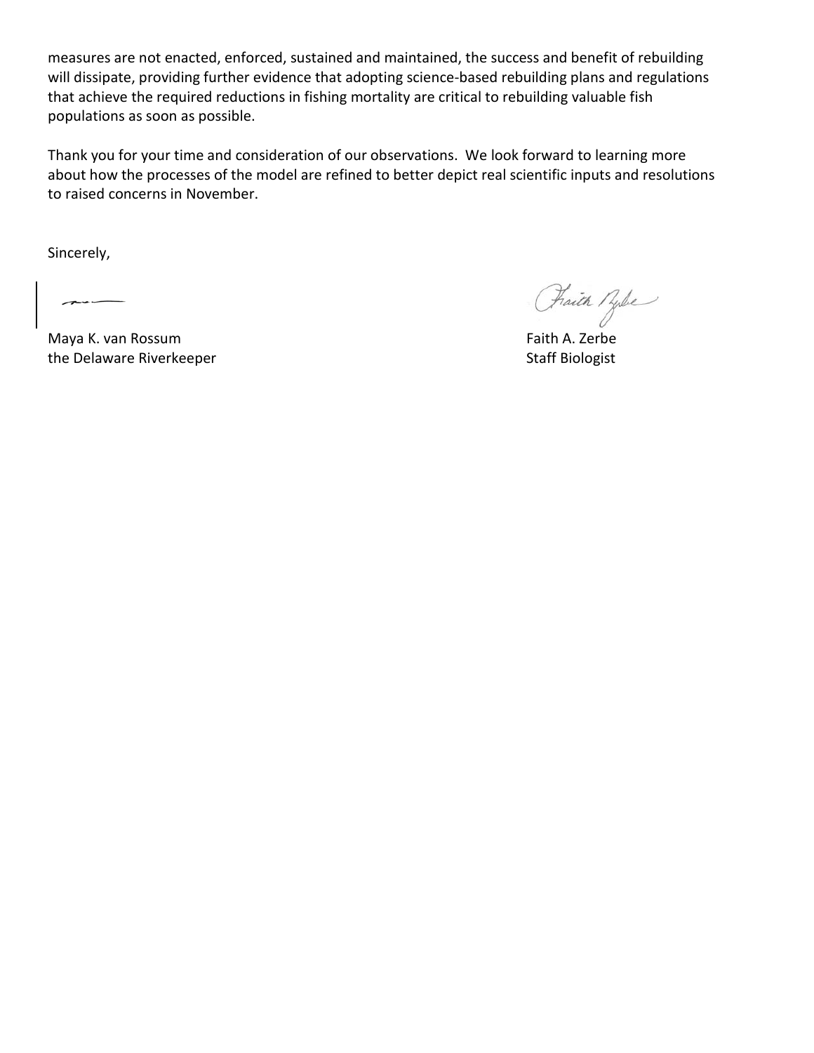measures are not enacted, enforced, sustained and maintained, the success and benefit of rebuilding will dissipate, providing further evidence that adopting science-based rebuilding plans and regulations that achieve the required reductions in fishing mortality are critical to rebuilding valuable fish populations as soon as possible.

Thank you for your time and consideration of our observations. We look forward to learning more about how the processes of the model are refined to better depict real scientific inputs and resolutions to raised concerns in November.

Sincerely,

Maya K. van Rossum
the Delaware Riverkeeper

Faith A. Zerbe
Staff Biologist